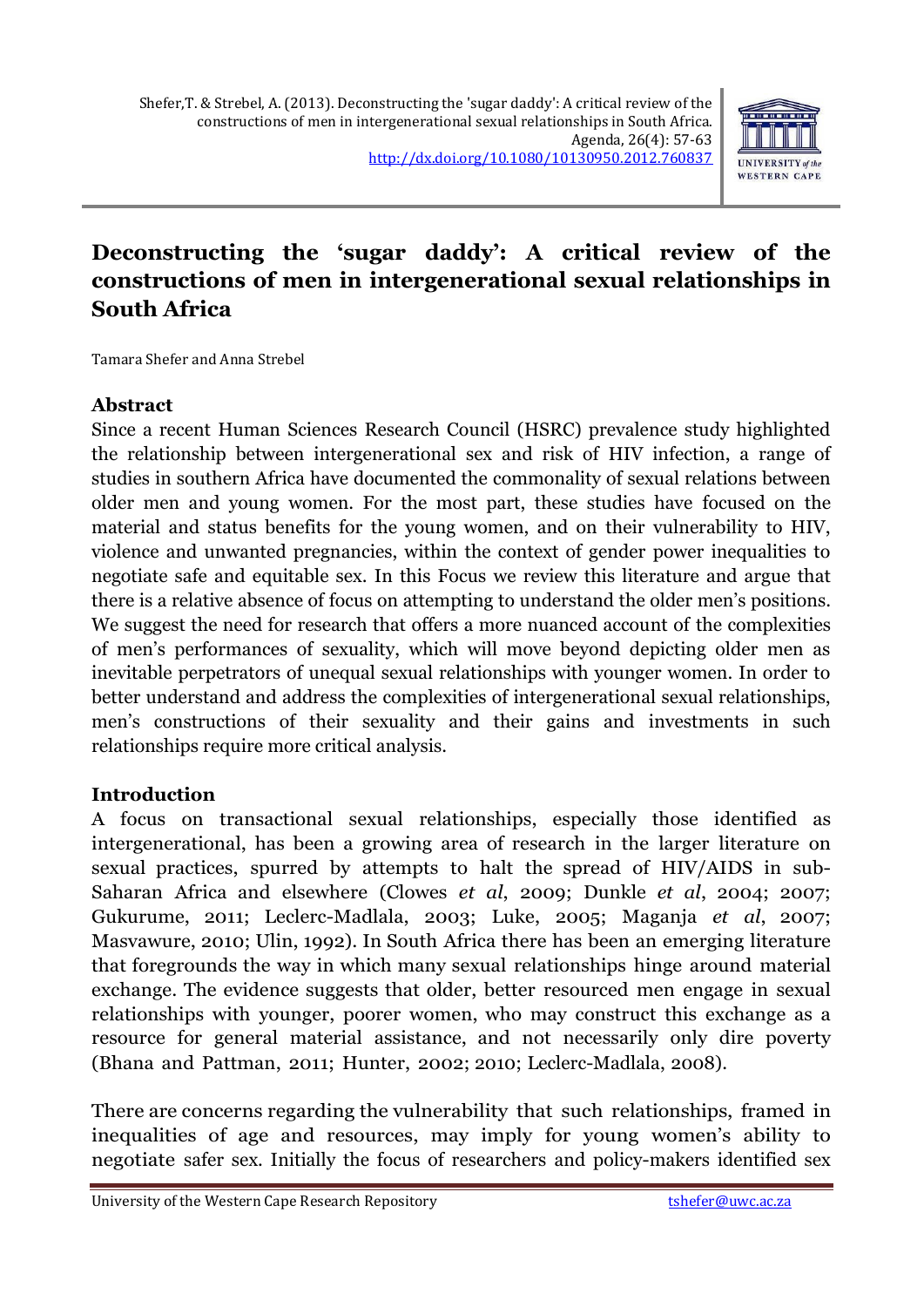Shefer,T. & Strebel, A. (2013). Deconstructing the 'sugar daddy': A critical review of the constructions of men in intergenerational sexual relationships in South Africa. Agenda, 26(4): 57-63
http://dx.doi.org/10.1080/10130950.2012.760837

# Deconstructing the 'sugar daddy': A critical review of the constructions of men in intergenerational sexual relationships in South Africa

Tamara Shefer and Anna Strebel

## Abstract

Since a recent Human Sciences Research Council (HSRC) prevalence study highlighted the relationship between intergenerational sex and risk of HIV infection, a range of studies in southern Africa have documented the commonality of sexual relations between older men and young women. For the most part, these studies have focused on the material and status benefits for the young women, and on their vulnerability to HIV, violence and unwanted pregnancies, within the context of gender power inequalities to negotiate safe and equitable sex. In this Focus we review this literature and argue that there is a relative absence of focus on attempting to understand the older men's positions. We suggest the need for research that offers a more nuanced account of the complexities of men's performances of sexuality, which will move beyond depicting older men as inevitable perpetrators of unequal sexual relationships with younger women. In order to better understand and address the complexities of intergenerational sexual relationships, men's constructions of their sexuality and their gains and investments in such relationships require more critical analysis.

## Introduction

A focus on transactional sexual relationships, especially those identified as intergenerational, has been a growing area of research in the larger literature on sexual practices, spurred by attempts to halt the spread of HIV/AIDS in sub-Saharan Africa and elsewhere (Clowes *et al*, 2009; Dunkle *et al*, 2004; 2007; Gukurume, 2011; Leclerc-Madlala, 2003; Luke, 2005; Maganja *et al*, 2007; Masvawure, 2010; Ulin, 1992). In South Africa there has been an emerging literature that foregrounds the way in which many sexual relationships hinge around material exchange. The evidence suggests that older, better resourced men engage in sexual relationships with younger, poorer women, who may construct this exchange as a resource for general material assistance, and not necessarily only dire poverty (Bhana and Pattman, 2011; Hunter, 2002; 2010; Leclerc-Madlala, 2008).

There are concerns regarding the vulnerability that such relationships, framed in inequalities of age and resources, may imply for young women's ability to negotiate safer sex. Initially the focus of researchers and policy-makers identified sex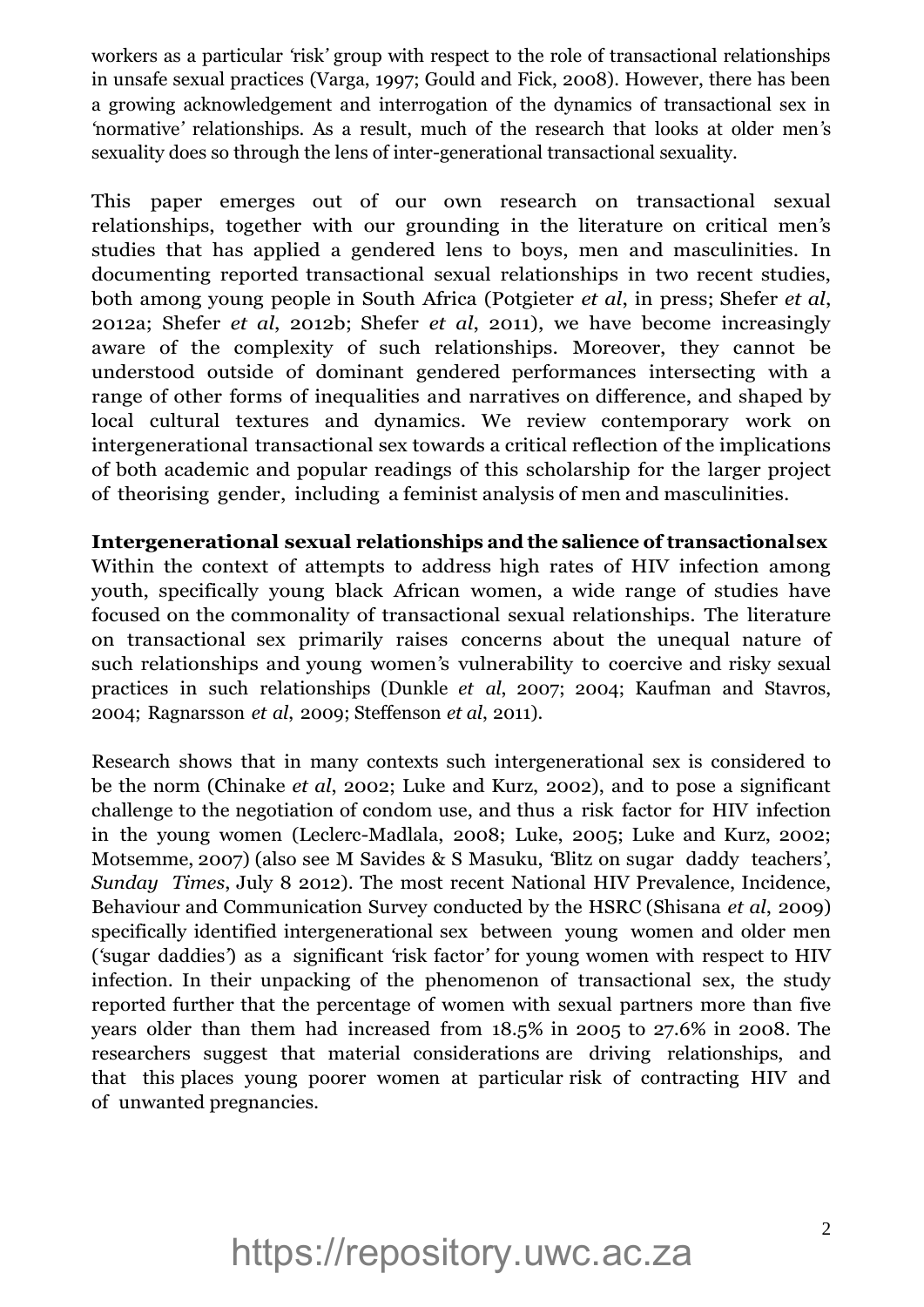workers as a particular 'risk' group with respect to the role of transactional relationships in unsafe sexual practices (Varga, 1997; Gould and Fick, 2008). However, there has been a growing acknowledgement and interrogation of the dynamics of transactional sex in 'normative' relationships. As a result, much of the research that looks at older men's sexuality does so through the lens of inter-generational transactional sexuality.

This paper emerges out of our own research on transactional sexual relationships, together with our grounding in the literature on critical men's studies that has applied a gendered lens to boys, men and masculinities. In documenting reported transactional sexual relationships in two recent studies, both among young people in South Africa (Potgieter *et al*, in press; Shefer *et al*, 2012a; Shefer *et al*, 2012b; Shefer *et al*, 2011), we have become increasingly aware of the complexity of such relationships. Moreover, they cannot be understood outside of dominant gendered performances intersecting with a range of other forms of inequalities and narratives on difference, and shaped by local cultural textures and dynamics. We review contemporary work on intergenerational transactional sex towards a critical reflection of the implications of both academic and popular readings of this scholarship for the larger project of theorising gender, including a feminist analysis of men and masculinities.

**Intergenerational sexual relationships and the salience of transactional sex**

Within the context of attempts to address high rates of HIV infection among youth, specifically young black African women, a wide range of studies have focused on the commonality of transactional sexual relationships. The literature on transactional sex primarily raises concerns about the unequal nature of such relationships and young women's vulnerability to coercive and risky sexual practices in such relationships (Dunkle *et al*, 2007; 2004; Kaufman and Stavros, 2004; Ragnarsson *et al*, 2009; Steffenson *et al*, 2011).

Research shows that in many contexts such intergenerational sex is considered to be the norm (Chinake *et al*, 2002; Luke and Kurz, 2002), and to pose a significant challenge to the negotiation of condom use, and thus a risk factor for HIV infection in the young women (Leclerc-Madlala, 2008; Luke, 2005; Luke and Kurz, 2002; Motsemme, 2007) (also see M Savides & S Masuku, 'Blitz on sugar daddy teachers', *Sunday Times*, July 8 2012). The most recent National HIV Prevalence, Incidence, Behaviour and Communication Survey conducted by the HSRC (Shisana *et al*, 2009) specifically identified intergenerational sex between young women and older men ('sugar daddies') as a significant 'risk factor' for young women with respect to HIV infection. In their unpacking of the phenomenon of transactional sex, the study reported further that the percentage of women with sexual partners more than five years older than them had increased from 18.5% in 2005 to 27.6% in 2008. The researchers suggest that material considerations are driving relationships, and that this places young poorer women at particular risk of contracting HIV and of unwanted pregnancies.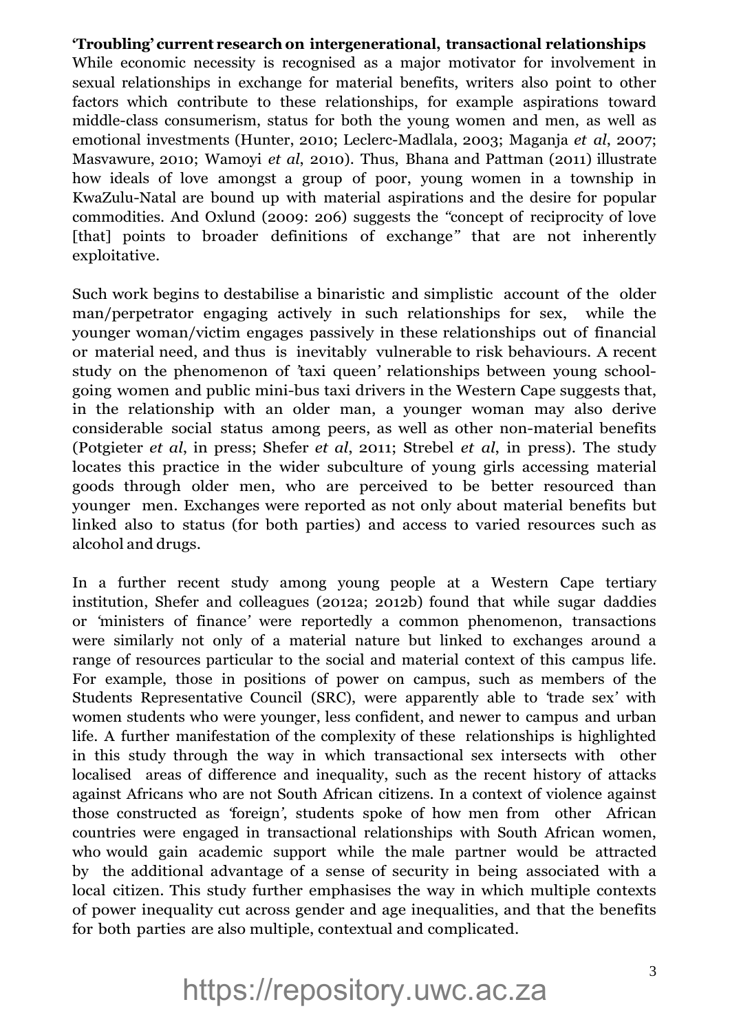**'Troubling' current research on intergenerational, transactional relationships**

While economic necessity is recognised as a major motivator for involvement in sexual relationships in exchange for material benefits, writers also point to other factors which contribute to these relationships, for example aspirations toward middle-class consumerism, status for both the young women and men, as well as emotional investments (Hunter, 2010; Leclerc-Madlala, 2003; Maganja *et al*, 2007; Masvawure, 2010; Wamoyi *et al*, 2010). Thus, Bhana and Pattman (2011) illustrate how ideals of love amongst a group of poor, young women in a township in KwaZulu-Natal are bound up with material aspirations and the desire for popular commodities. And Oxlund (2009: 206) suggests the "concept of reciprocity of love [that] points to broader definitions of exchange" that are not inherently exploitative.

Such work begins to destabilise a binaristic and simplistic account of the older man/perpetrator engaging actively in such relationships for sex, while the younger woman/victim engages passively in these relationships out of financial or material need, and thus is inevitably vulnerable to risk behaviours. A recent study on the phenomenon of 'taxi queen' relationships between young school-going women and public mini-bus taxi drivers in the Western Cape suggests that, in the relationship with an older man, a younger woman may also derive considerable social status among peers, as well as other non-material benefits (Potgieter *et al*, in press; Shefer *et al*, 2011; Strebel *et al*, in press). The study locates this practice in the wider subculture of young girls accessing material goods through older men, who are perceived to be better resourced than younger men. Exchanges were reported as not only about material benefits but linked also to status (for both parties) and access to varied resources such as alcohol and drugs.

In a further recent study among young people at a Western Cape tertiary institution, Shefer and colleagues (2012a; 2012b) found that while sugar daddies or 'ministers of finance' were reportedly a common phenomenon, transactions were similarly not only of a material nature but linked to exchanges around a range of resources particular to the social and material context of this campus life. For example, those in positions of power on campus, such as members of the Students Representative Council (SRC), were apparently able to 'trade sex' with women students who were younger, less confident, and newer to campus and urban life. A further manifestation of the complexity of these relationships is highlighted in this study through the way in which transactional sex intersects with other localised areas of difference and inequality, such as the recent history of attacks against Africans who are not South African citizens. In a context of violence against those constructed as 'foreign', students spoke of how men from other African countries were engaged in transactional relationships with South African women, who would gain academic support while the male partner would be attracted by the additional advantage of a sense of security in being associated with a local citizen. This study further emphasises the way in which multiple contexts of power inequality cut across gender and age inequalities, and that the benefits for both parties are also multiple, contextual and complicated.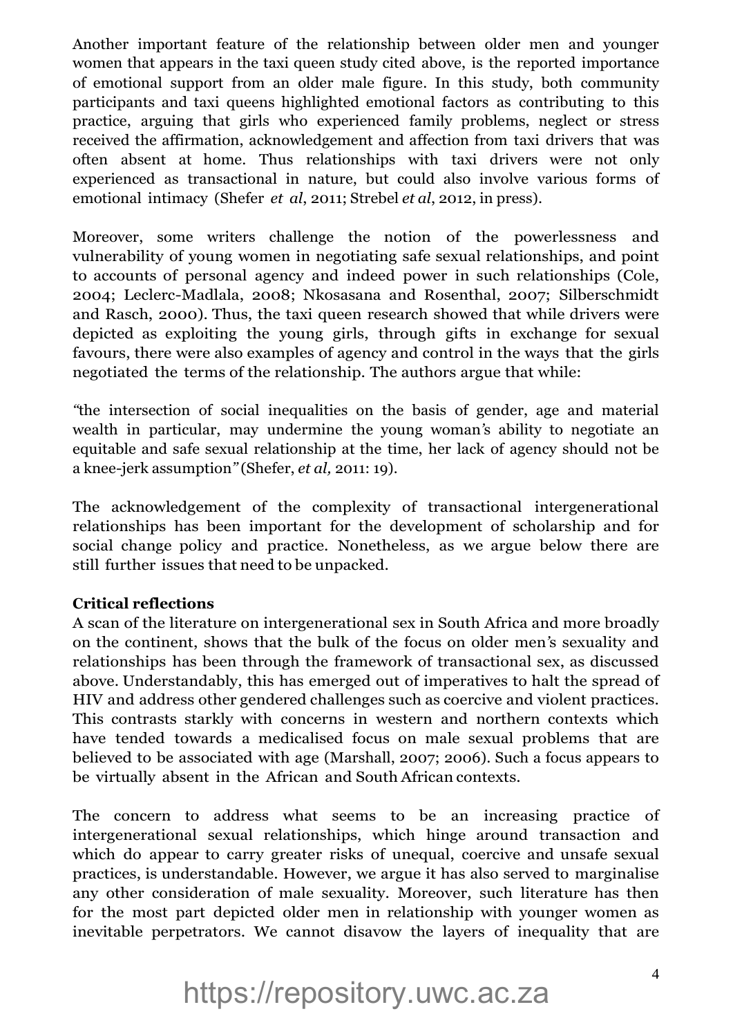Another important feature of the relationship between older men and younger women that appears in the taxi queen study cited above, is the reported importance of emotional support from an older male figure. In this study, both community participants and taxi queens highlighted emotional factors as contributing to this practice, arguing that girls who experienced family problems, neglect or stress received the affirmation, acknowledgement and affection from taxi drivers that was often absent at home. Thus relationships with taxi drivers were not only experienced as transactional in nature, but could also involve various forms of emotional intimacy (Shefer *et al*, 2011; Strebel *et al*, 2012, in press).

Moreover, some writers challenge the notion of the powerlessness and vulnerability of young women in negotiating safe sexual relationships, and point to accounts of personal agency and indeed power in such relationships (Cole, 2004; Leclerc-Madlala, 2008; Nkosasana and Rosenthal, 2007; Silberschmidt and Rasch, 2000). Thus, the taxi queen research showed that while drivers were depicted as exploiting the young girls, through gifts in exchange for sexual favours, there were also examples of agency and control in the ways that the girls negotiated the terms of the relationship. The authors argue that while:

*"the intersection of social inequalities on the basis of gender, age and material wealth in particular, may undermine the young woman's ability to negotiate an equitable and safe sexual relationship at the time, her lack of agency should not be a knee-jerk assumption"* (Shefer, *et al,* 2011: 19).

The acknowledgement of the complexity of transactional intergenerational relationships has been important for the development of scholarship and for social change policy and practice. Nonetheless, as we argue below there are still further issues that need to be unpacked.

**Critical reflections**

A scan of the literature on intergenerational sex in South Africa and more broadly on the continent, shows that the bulk of the focus on older men's sexuality and relationships has been through the framework of transactional sex, as discussed above. Understandably, this has emerged out of imperatives to halt the spread of HIV and address other gendered challenges such as coercive and violent practices. This contrasts starkly with concerns in western and northern contexts which have tended towards a medicalised focus on male sexual problems that are believed to be associated with age (Marshall, 2007; 2006). Such a focus appears to be virtually absent in the African and South African contexts.

The concern to address what seems to be an increasing practice of intergenerational sexual relationships, which hinge around transaction and which do appear to carry greater risks of unequal, coercive and unsafe sexual practices, is understandable. However, we argue it has also served to marginalise any other consideration of male sexuality. Moreover, such literature has then for the most part depicted older men in relationship with younger women as inevitable perpetrators. We cannot disavow the layers of inequality that are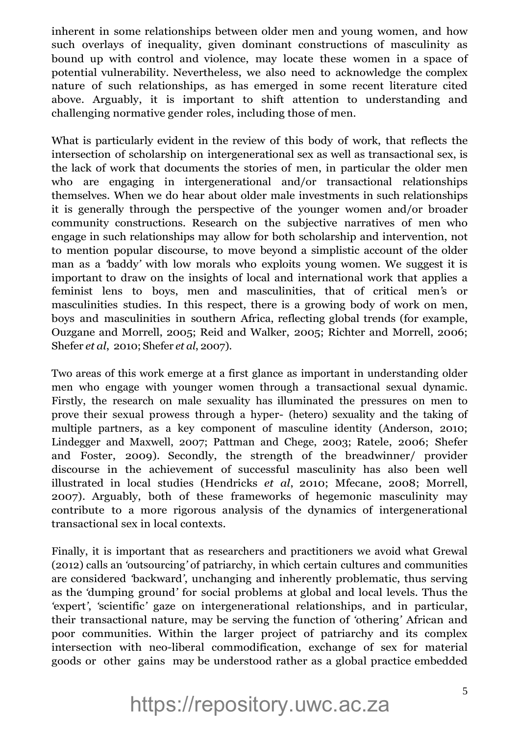inherent in some relationships between older men and young women, and how such overlays of inequality, given dominant constructions of masculinity as bound up with control and violence, may locate these women in a space of potential vulnerability. Nevertheless, we also need to acknowledge the complex nature of such relationships, as has emerged in some recent literature cited above. Arguably, it is important to shift attention to understanding and challenging normative gender roles, including those of men.

What is particularly evident in the review of this body of work, that reflects the intersection of scholarship on intergenerational sex as well as transactional sex, is the lack of work that documents the stories of men, in particular the older men who are engaging in intergenerational and/or transactional relationships themselves. When we do hear about older male investments in such relationships it is generally through the perspective of the younger women and/or broader community constructions. Research on the subjective narratives of men who engage in such relationships may allow for both scholarship and intervention, not to mention popular discourse, to move beyond a simplistic account of the older man as a 'baddy' with low morals who exploits young women. We suggest it is important to draw on the insights of local and international work that applies a feminist lens to boys, men and masculinities, that of critical men's or masculinities studies. In this respect, there is a growing body of work on men, boys and masculinities in southern Africa, reflecting global trends (for example, Ouzgane and Morrell, 2005; Reid and Walker, 2005; Richter and Morrell, 2006; Shefer *et al*, 2010; Shefer *et al*, 2007).

Two areas of this work emerge at a first glance as important in understanding older men who engage with younger women through a transactional sexual dynamic. Firstly, the research on male sexuality has illuminated the pressures on men to prove their sexual prowess through a hyper- (hetero) sexuality and the taking of multiple partners, as a key component of masculine identity (Anderson, 2010; Lindegger and Maxwell, 2007; Pattman and Chege, 2003; Ratele, 2006; Shefer and Foster, 2009). Secondly, the strength of the breadwinner/ provider discourse in the achievement of successful masculinity has also been well illustrated in local studies (Hendricks *et al*, 2010; Mfecane, 2008; Morrell, 2007). Arguably, both of these frameworks of hegemonic masculinity may contribute to a more rigorous analysis of the dynamics of intergenerational transactional sex in local contexts.

Finally, it is important that as researchers and practitioners we avoid what Grewal (2012) calls an 'outsourcing' of patriarchy, in which certain cultures and communities are considered 'backward', unchanging and inherently problematic, thus serving as the 'dumping ground' for social problems at global and local levels. Thus the 'expert', 'scientific' gaze on intergenerational relationships, and in particular, their transactional nature, may be serving the function of 'othering' African and poor communities. Within the larger project of patriarchy and its complex intersection with neo-liberal commodification, exchange of sex for material goods or other gains may be understood rather as a global practice embedded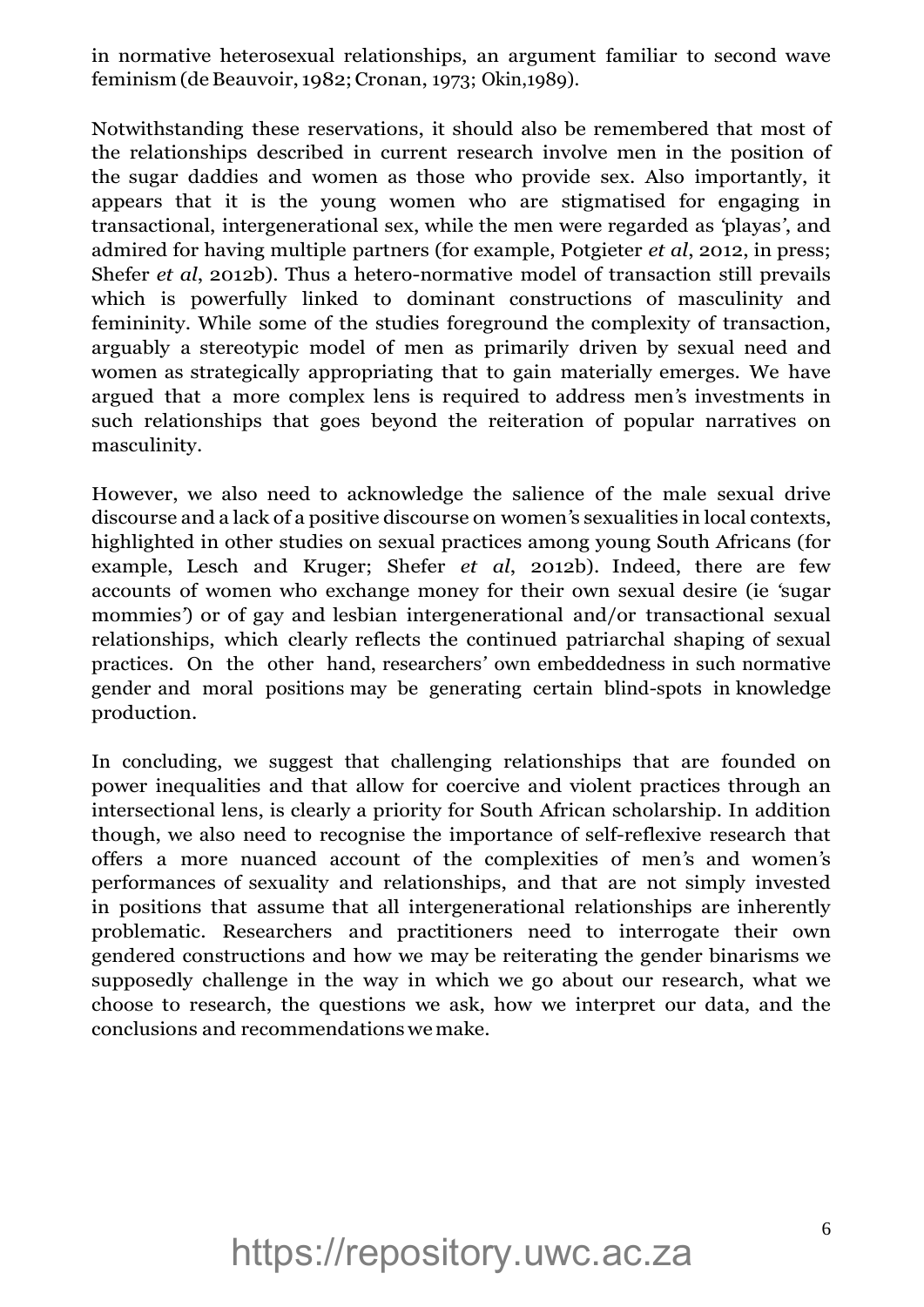in normative heterosexual relationships, an argument familiar to second wave feminism (de Beauvoir, 1982; Cronan, 1973; Okin,1989).

Notwithstanding these reservations, it should also be remembered that most of the relationships described in current research involve men in the position of the sugar daddies and women as those who provide sex. Also importantly, it appears that it is the young women who are stigmatised for engaging in transactional, intergenerational sex, while the men were regarded as 'playas', and admired for having multiple partners (for example, Potgieter *et al*, 2012, in press; Shefer *et al*, 2012b). Thus a hetero-normative model of transaction still prevails which is powerfully linked to dominant constructions of masculinity and femininity. While some of the studies foreground the complexity of transaction, arguably a stereotypic model of men as primarily driven by sexual need and women as strategically appropriating that to gain materially emerges. We have argued that a more complex lens is required to address men's investments in such relationships that goes beyond the reiteration of popular narratives on masculinity.

However, we also need to acknowledge the salience of the male sexual drive discourse and a lack of a positive discourse on women's sexualities in local contexts, highlighted in other studies on sexual practices among young South Africans (for example, Lesch and Kruger; Shefer *et al*, 2012b). Indeed, there are few accounts of women who exchange money for their own sexual desire (ie 'sugar mommies') or of gay and lesbian intergenerational and/or transactional sexual relationships, which clearly reflects the continued patriarchal shaping of sexual practices. On the other hand, researchers' own embeddedness in such normative gender and moral positions may be generating certain blind-spots in knowledge production.

In concluding, we suggest that challenging relationships that are founded on power inequalities and that allow for coercive and violent practices through an intersectional lens, is clearly a priority for South African scholarship. In addition though, we also need to recognise the importance of self-reflexive research that offers a more nuanced account of the complexities of men's and women's performances of sexuality and relationships, and that are not simply invested in positions that assume that all intergenerational relationships are inherently problematic. Researchers and practitioners need to interrogate their own gendered constructions and how we may be reiterating the gender binarisms we supposedly challenge in the way in which we go about our research, what we choose to research, the questions we ask, how we interpret our data, and the conclusions and recommendations we make.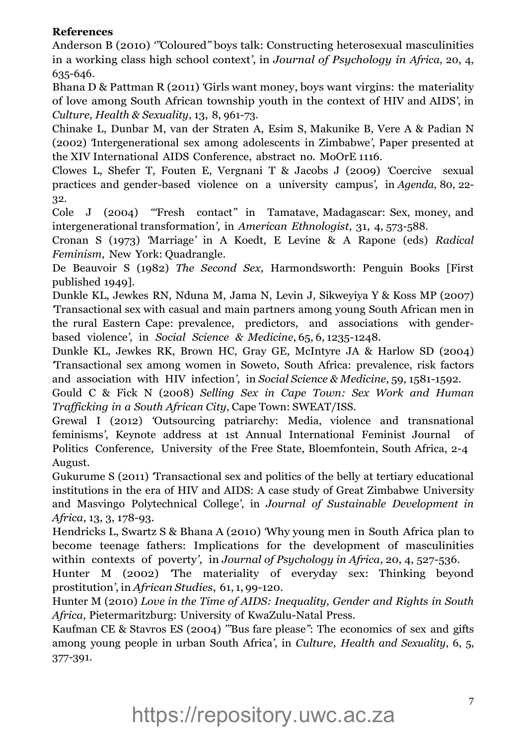**References**

Anderson B (2010) '"Coloured" boys talk: Constructing heterosexual masculinities in a working class high school context', in *Journal of Psychology in Africa*, 20, 4, 635-646.

Bhana D & Pattman R (2011) 'Girls want money, boys want virgins: the materiality of love among South African township youth in the context of HIV and AIDS', in *Culture, Health & Sexuality*, 13, 8, 961-73.

Chinake L, Dunbar M, van der Straten A, Esim S, Makunike B, Vere A & Padian N (2002) 'Intergenerational sex among adolescents in Zimbabwe', Paper presented at the XIV International AIDS Conference, abstract no. MoOrE 1116.

Clowes L, Shefer T, Fouten E, Vergnani T & Jacobs J (2009) 'Coercive sexual practices and gender-based violence on a university campus', in *Agenda*, 80, 22-32.

Cole J (2004) '"Fresh contact" in Tamatave, Madagascar: Sex, money, and intergenerational transformation', in *American Ethnologist*, 31, 4, 573-588.

Cronan S (1973) 'Marriage' in A Koedt, E Levine & A Rapone (eds) *Radical Feminism*, New York: Quadrangle.

De Beauvoir S (1982) *The Second Sex*, Harmondsworth: Penguin Books [First published 1949].

Dunkle KL, Jewkes RN, Nduna M, Jama N, Levin J, Sikweyiya Y & Koss MP (2007) 'Transactional sex with casual and main partners among young South African men in the rural Eastern Cape: prevalence, predictors, and associations with gender-based violence', in *Social Science & Medicine*, 65, 6, 1235-1248.

Dunkle KL, Jewkes RK, Brown HC, Gray GE, McIntyre JA & Harlow SD (2004) 'Transactional sex among women in Soweto, South Africa: prevalence, risk factors and association with HIV infection', in *Social Science & Medicine*, 59, 1581-1592.

Gould C & Fick N (2008) *Selling Sex in Cape Town: Sex Work and Human Trafficking in a South African City*, Cape Town: SWEAT/ISS.

Grewal I (2012) 'Outsourcing patriarchy: Media, violence and transnational feminisms', Keynote address at 1st Annual International Feminist Journal of Politics Conference, University of the Free State, Bloemfontein, South Africa, 2-4 August.

Gukurume S (2011) 'Transactional sex and politics of the belly at tertiary educational institutions in the era of HIV and AIDS: A case study of Great Zimbabwe University and Masvingo Polytechnical College', in *Journal of Sustainable Development in Africa*, 13, 3, 178-93.

Hendricks L, Swartz S & Bhana A (2010) 'Why young men in South Africa plan to become teenage fathers: Implications for the development of masculinities within contexts of poverty', in *Journal of Psychology in Africa*, 20, 4, 527-536.

Hunter M (2002) 'The materiality of everyday sex: Thinking beyond prostitution', in *African Studies*, 61, 1, 99-120.

Hunter M (2010) *Love in the Time of AIDS: Inequality, Gender and Rights in South Africa*, Pietermaritzburg: University of KwaZulu-Natal Press.

Kaufman CE & Stavros ES (2004) '"Bus fare please": The economics of sex and gifts among young people in urban South Africa', in *Culture, Health and Sexuality*, 6, 5, 377-391.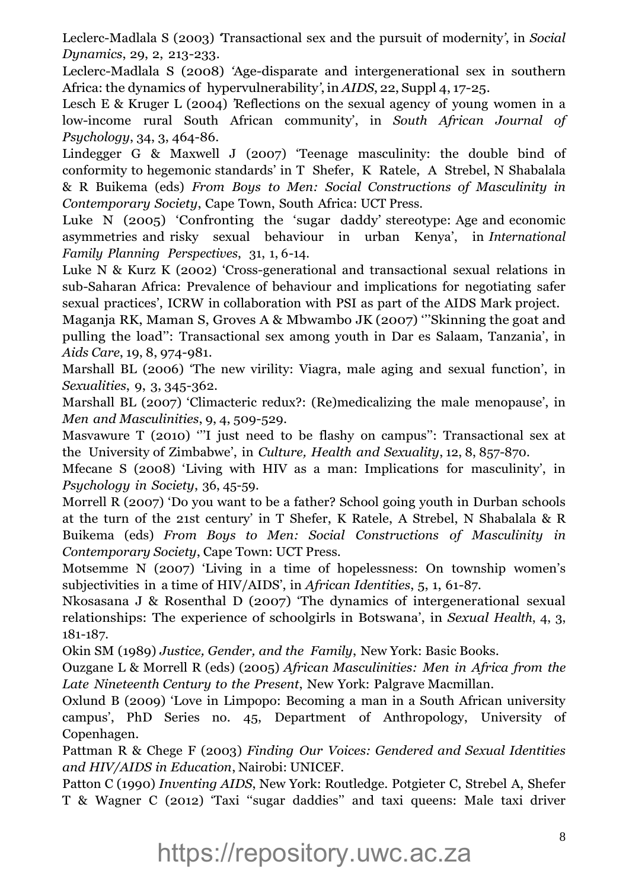Leclerc-Madlala S (2003) 'Transactional sex and the pursuit of modernity', in *Social Dynamics*, 29, 2, 213-233.

Leclerc-Madlala S (2008) 'Age-disparate and intergenerational sex in southern Africa: the dynamics of hypervulnerability', in *AIDS*, 22, Suppl 4, 17-25.

Lesch E & Kruger L (2004) 'Reflections on the sexual agency of young women in a low-income rural South African community', in *South African Journal of Psychology*, 34, 3, 464-86.

Lindegger G & Maxwell J (2007) 'Teenage masculinity: the double bind of conformity to hegemonic standards' in T Shefer, K Ratele, A Strebel, N Shabalala & R Buikema (eds) *From Boys to Men: Social Constructions of Masculinity in Contemporary Society*, Cape Town, South Africa: UCT Press.

Luke N (2005) 'Confronting the 'sugar daddy' stereotype: Age and economic asymmetries and risky sexual behaviour in urban Kenya', in *International Family Planning Perspectives*, 31, 1, 6-14.

Luke N & Kurz K (2002) 'Cross-generational and transactional sexual relations in sub-Saharan Africa: Prevalence of behaviour and implications for negotiating safer sexual practices', ICRW in collaboration with PSI as part of the AIDS Mark project.

Maganja RK, Maman S, Groves A & Mbwambo JK (2007) '"Skinning the goat and pulling the load": Transactional sex among youth in Dar es Salaam, Tanzania', in *Aids Care*, 19, 8, 974-981.

Marshall BL (2006) 'The new virility: Viagra, male aging and sexual function', in *Sexualities*, 9, 3, 345-362.

Marshall BL (2007) 'Climacteric redux?: (Re)medicalizing the male menopause', in *Men and Masculinities*, 9, 4, 509-529.

Masvawure T (2010) '"I just need to be flashy on campus": Transactional sex at the University of Zimbabwe', in *Culture, Health and Sexuality*, 12, 8, 857-870.

Mfecane S (2008) 'Living with HIV as a man: Implications for masculinity', in *Psychology in Society*, 36, 45-59.

Morrell R (2007) 'Do you want to be a father? School going youth in Durban schools at the turn of the 21st century' in T Shefer, K Ratele, A Strebel, N Shabalala & R Buikema (eds) *From Boys to Men: Social Constructions of Masculinity in Contemporary Society*, Cape Town: UCT Press.

Motsemme N (2007) 'Living in a time of hopelessness: On township women's subjectivities in a time of HIV/AIDS', in *African Identities*, 5, 1, 61-87.

Nkosasana J & Rosenthal D (2007) 'The dynamics of intergenerational sexual relationships: The experience of schoolgirls in Botswana', in *Sexual Health*, 4, 3, 181-187.

Okin SM (1989) *Justice, Gender, and the Family*, New York: Basic Books.

Ouzgane L & Morrell R (eds) (2005) *African Masculinities: Men in Africa from the Late Nineteenth Century to the Present*, New York: Palgrave Macmillan.

Oxlund B (2009) 'Love in Limpopo: Becoming a man in a South African university campus', PhD Series no. 45, Department of Anthropology, University of Copenhagen.

Pattman R & Chege F (2003) *Finding Our Voices: Gendered and Sexual Identities and HIV/AIDS in Education*, Nairobi: UNICEF.

Patton C (1990) *Inventing AIDS*, New York: Routledge. Potgieter C, Strebel A, Shefer T & Wagner C (2012) 'Taxi "sugar daddies" and taxi queens: Male taxi driver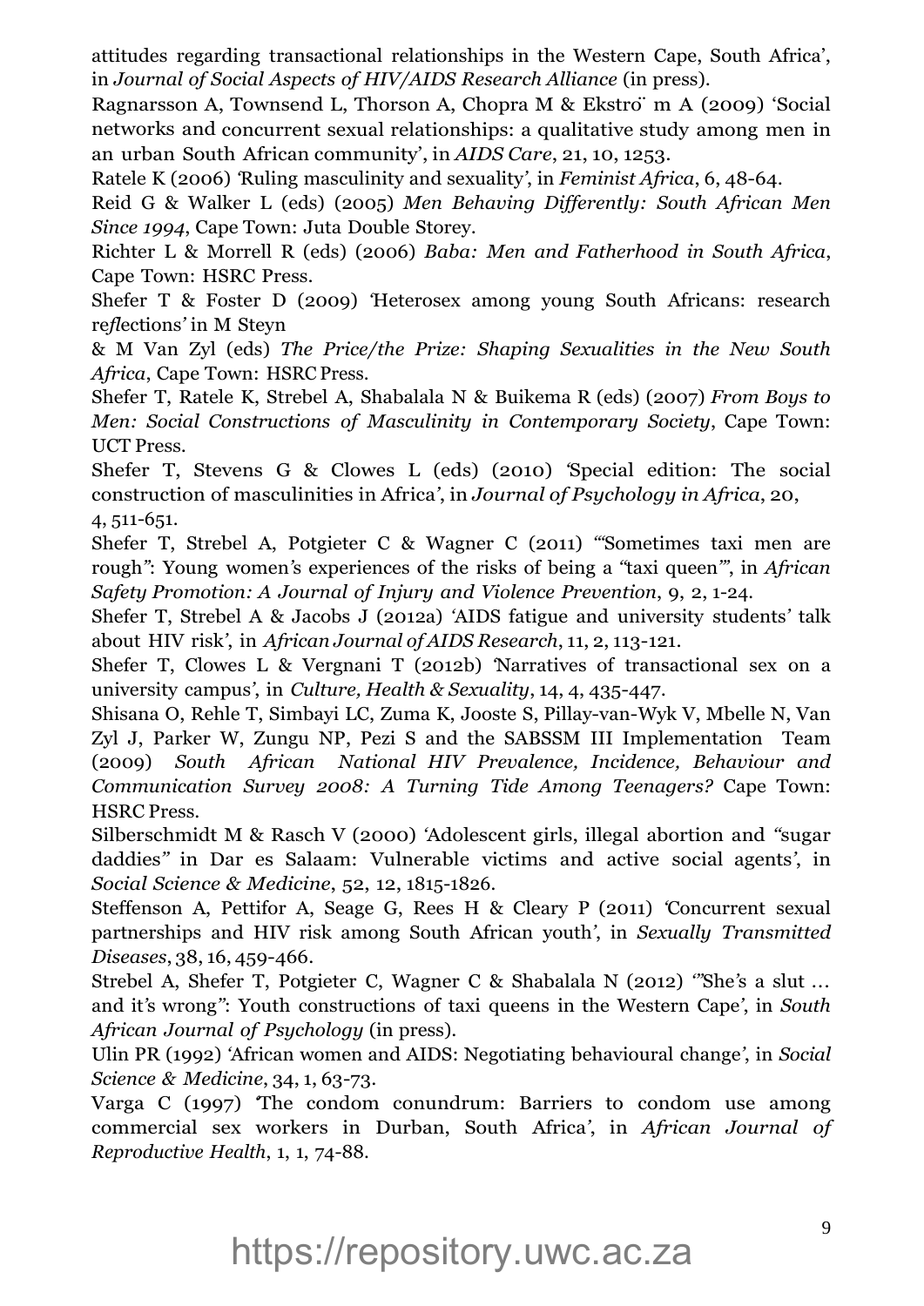attitudes regarding transactional relationships in the Western Cape, South Africa', in *Journal of Social Aspects of HIV/AIDS Research Alliance* (in press).

Ragnarsson A, Townsend L, Thorson A, Chopra M & Ekströ m A (2009) 'Social networks and concurrent sexual relationships: a qualitative study among men in an urban South African community', in *AIDS Care*, 21, 10, 1253.

Ratele K (2006) 'Ruling masculinity and sexuality', in *Feminist Africa*, 6, 48-64.

Reid G & Walker L (eds) (2005) *Men Behaving Differently: South African Men Since 1994*, Cape Town: Juta Double Storey.

Richter L & Morrell R (eds) (2006) *Baba: Men and Fatherhood in South Africa*, Cape Town: HSRC Press.

Shefer T & Foster D (2009) 'Heterosex among young South Africans: research reflections' in M Steyn & M Van Zyl (eds) *The Price/the Prize: Shaping Sexualities in the New South Africa*, Cape Town: HSRC Press.

Shefer T, Ratele K, Strebel A, Shabalala N & Buikema R (eds) (2007) *From Boys to Men: Social Constructions of Masculinity in Contemporary Society*, Cape Town: UCT Press.

Shefer T, Stevens G & Clowes L (eds) (2010) 'Special edition: The social construction of masculinities in Africa', in *Journal of Psychology in Africa*, 20, 4, 511-651.

Shefer T, Strebel A, Potgieter C & Wagner C (2011) '"Sometimes taxi men are rough": Young women's experiences of the risks of being a "taxi queen"', in *African Safety Promotion: A Journal of Injury and Violence Prevention*, 9, 2, 1-24.

Shefer T, Strebel A & Jacobs J (2012a) 'AIDS fatigue and university students' talk about HIV risk', in *African Journal of AIDS Research*, 11, 2, 113-121.

Shefer T, Clowes L & Vergnani T (2012b) 'Narratives of transactional sex on a university campus', in *Culture, Health & Sexuality*, 14, 4, 435-447.

Shisana O, Rehle T, Simbayi LC, Zuma K, Jooste S, Pillay-van-Wyk V, Mbelle N, Van Zyl J, Parker W, Zungu NP, Pezi S and the SABSSM III Implementation Team (2009) *South African National HIV Prevalence, Incidence, Behaviour and Communication Survey 2008: A Turning Tide Among Teenagers?* Cape Town: HSRC Press.

Silberschmidt M & Rasch V (2000) 'Adolescent girls, illegal abortion and "sugar daddies" in Dar es Salaam: Vulnerable victims and active social agents', in *Social Science & Medicine*, 52, 12, 1815-1826.

Steffenson A, Pettifor A, Seage G, Rees H & Cleary P (2011) 'Concurrent sexual partnerships and HIV risk among South African youth', in *Sexually Transmitted Diseases*, 38, 16, 459-466.

Strebel A, Shefer T, Potgieter C, Wagner C & Shabalala N (2012) '"She's a slut … and it's wrong": Youth constructions of taxi queens in the Western Cape', in *South African Journal of Psychology* (in press).

Ulin PR (1992) 'African women and AIDS: Negotiating behavioural change', in *Social Science & Medicine*, 34, 1, 63-73.

Varga C (1997) 'The condom conundrum: Barriers to condom use among commercial sex workers in Durban, South Africa', in *African Journal of Reproductive Health*, 1, 1, 74-88.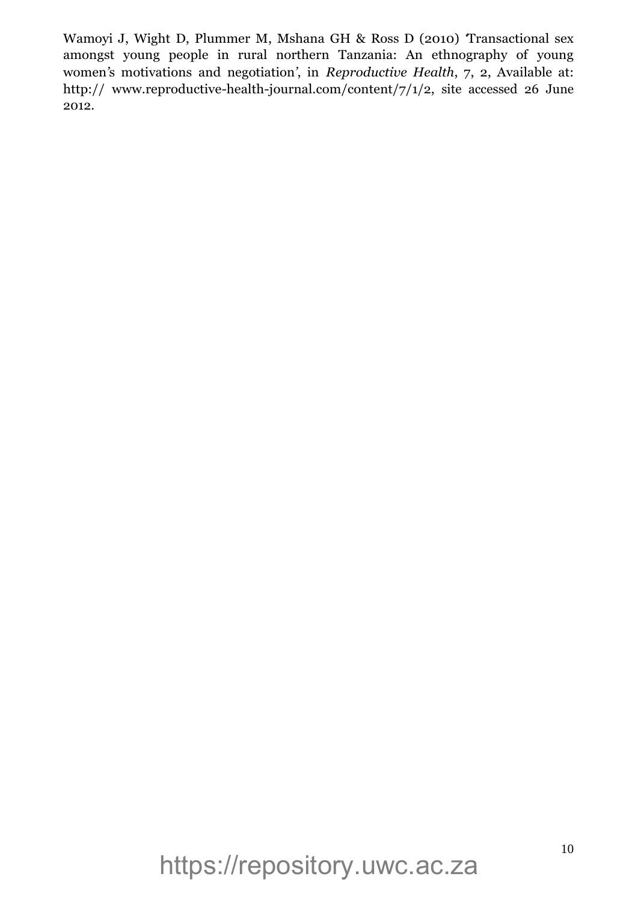Wamoyi J, Wight D, Plummer M, Mshana GH & Ross D (2010) 'Transactional sex amongst young people in rural northern Tanzania: An ethnography of young women's motivations and negotiation', in *Reproductive Health*, 7, 2, Available at: http:// www.reproductive-health-journal.com/content/7/1/2, site accessed 26 June 2012.